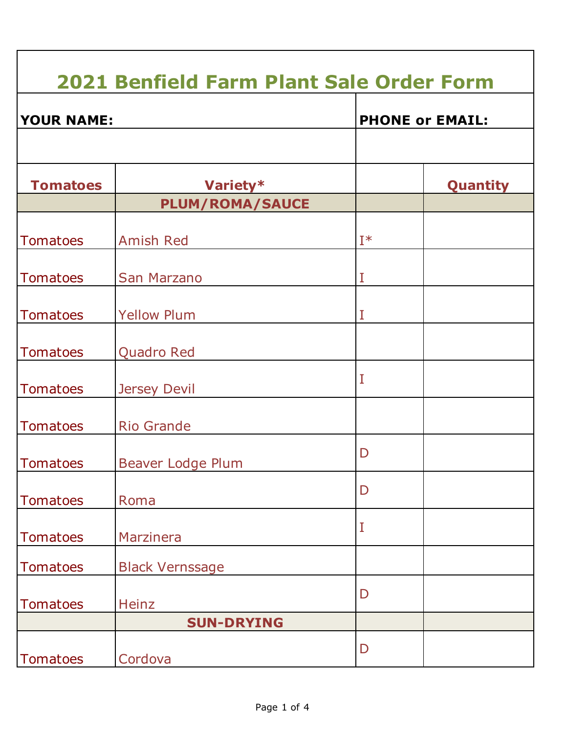# 2021 Benfield Farm Plant Sale Order Form

| YOUR NAME: | PHONE or EMAIL: |
|---|---|
| | |

| Tomatoes | Variety* | | Quantity |
|---|---|---|---|
| | PLUM/ROMA/SAUCE | | |
| Tomatoes | Amish Red | I* | |
| Tomatoes | San Marzano | I | |
| Tomatoes | Yellow Plum | I | |
| Tomatoes | Quadro Red | | |
| Tomatoes | Jersey Devil | I | |
| Tomatoes | Rio Grande | | |
| Tomatoes | Beaver Lodge Plum | D | |
| Tomatoes | Roma | D | |
| Tomatoes | Marzinera | I | |
| Tomatoes | Black Vernssage | | |
| Tomatoes | Heinz | D | |
| | SUN-DRYING | | |
| Tomatoes | Cordova | D | |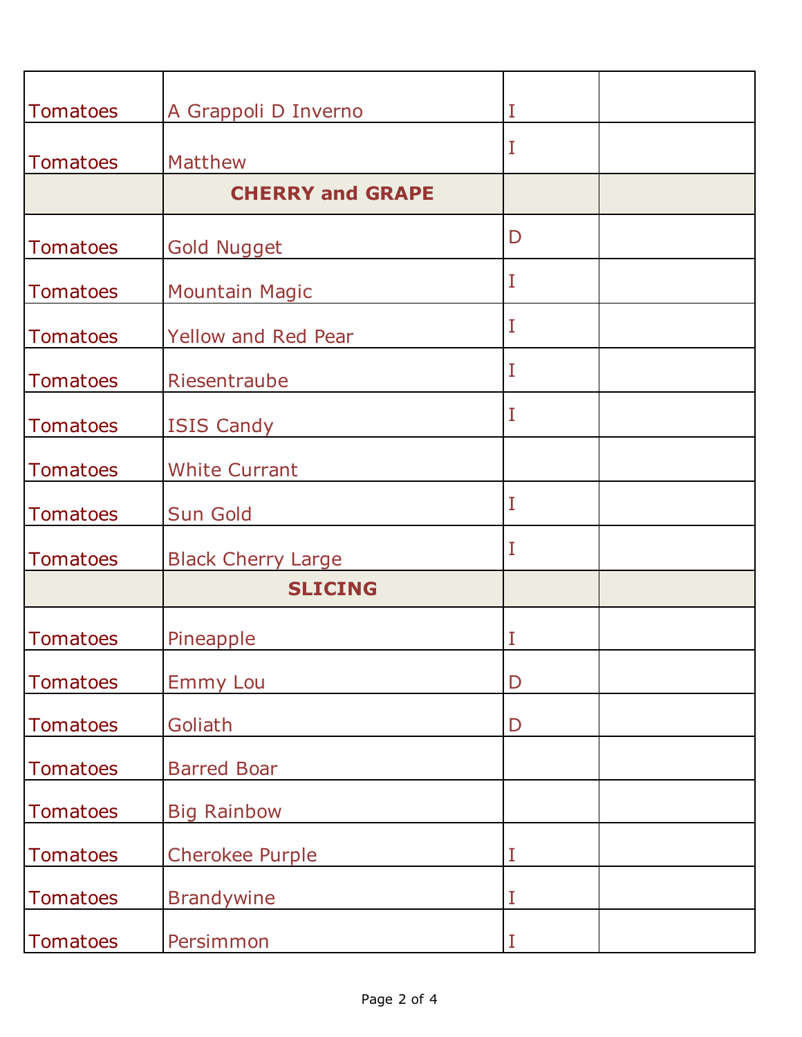| | | | |
|---|---|---|---|
| Tomatoes | A Grappoli D Inverno | I | |
| Tomatoes | Matthew | I | |
| | **CHERRY and GRAPE** | | |
| Tomatoes | Gold Nugget | D | |
| Tomatoes | Mountain Magic | I | |
| Tomatoes | Yellow and Red Pear | I | |
| Tomatoes | Riesentraube | I | |
| Tomatoes | ISIS Candy | I | |
| Tomatoes | White Currant | | |
| Tomatoes | Sun Gold | I | |
| Tomatoes | Black Cherry Large | I | |
| | **SLICING** | | |
| Tomatoes | Pineapple | I | |
| Tomatoes | Emmy Lou | D | |
| Tomatoes | Goliath | D | |
| Tomatoes | Barred Boar | | |
| Tomatoes | Big Rainbow | | |
| Tomatoes | Cherokee Purple | I | |
| Tomatoes | Brandywine | I | |
| Tomatoes | Persimmon | I | |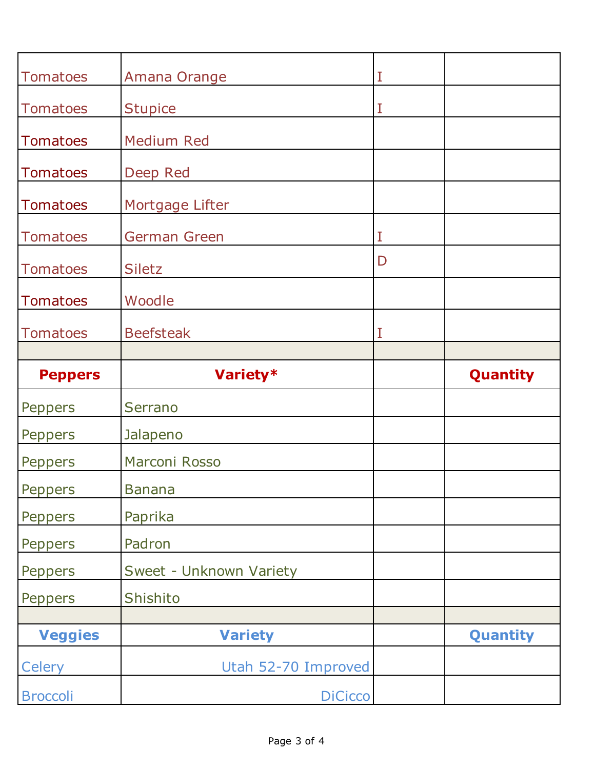| | | | |
|---|---|---|---|
| Tomatoes | Amana Orange | I | |
| Tomatoes | Stupice | I | |
| Tomatoes | Medium Red | | |
| Tomatoes | Deep Red | | |
| Tomatoes | Mortgage Lifter | | |
| Tomatoes | German Green | I | |
| Tomatoes | Siletz | D | |
| Tomatoes | Woodle | | |
| Tomatoes | Beefsteak | I | |
| | | | |
| **Peppers** | **Variety*** | | **Quantity** |
| Peppers | Serrano | | |
| Peppers | Jalapeno | | |
| Peppers | Marconi Rosso | | |
| Peppers | Banana | | |
| Peppers | Paprika | | |
| Peppers | Padron | | |
| Peppers | Sweet - Unknown Variety | | |
| Peppers | Shishito | | |
| | | | |
| **Veggies** | **Variety** | | **Quantity** |
| Celery | Utah 52-70 Improved | | |
| Broccoli | DiCicco | | |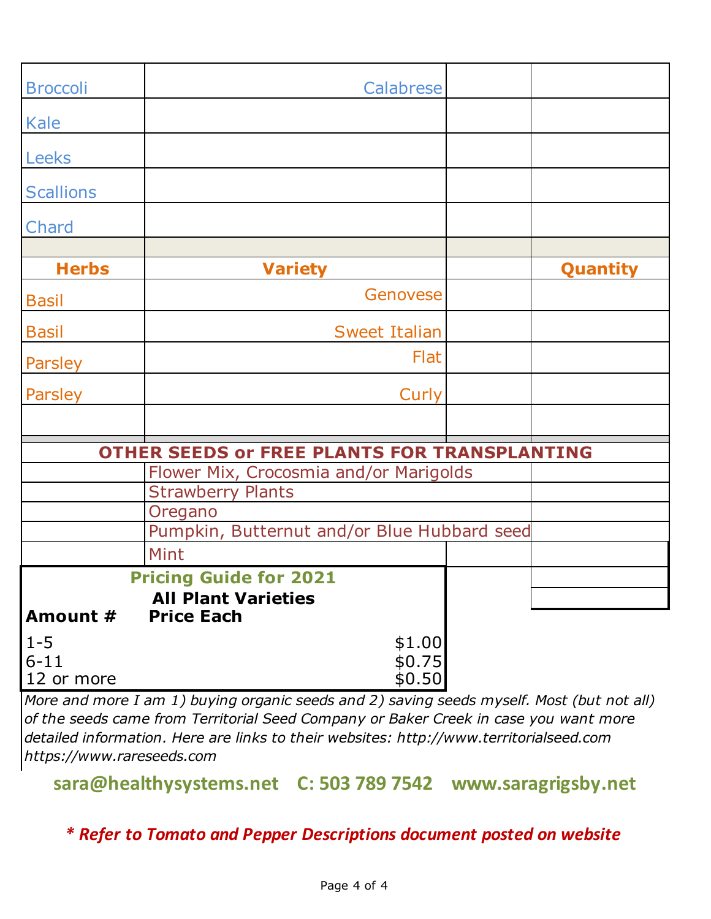| | | | |
|---|---|---|---|
| Broccoli | Calabrese | | |
| Kale | | | |
| Leeks | | | |
| Scallions | | | |
| Chard | | | |
| | | | |
| **Herbs** | **Variety** | | **Quantity** |
| Basil | Genovese | | |
| Basil | Sweet Italian | | |
| Parsley | Flat | | |
| Parsley | Curly | | |
| | | | |

**OTHER SEEDS or FREE PLANTS FOR TRANSPLANTING**

| | | |
|---|---|---|
| | Flower Mix, Crocosmia and/or Marigolds | |
| | Strawberry Plants | |
| | Oregano | |
| | Pumpkin, Butternut and/or Blue Hubbard seed | |
| | Mint | |

**Pricing Guide for 2021**

| Amount # | All Plant Varieties Price Each |
|---|---|
| 1-5 | $1.00 |
| 6-11 | $0.75 |
| 12 or more | $0.50 |

*More and more I am 1) buying organic seeds and 2) saving seeds myself. Most (but not all) of the seeds came from Territorial Seed Company or Baker Creek in case you want more detailed information. Here are links to their websites: http://www.territorialseed.com https://www.rareseeds.com*

**sara@healthysystems.net C: 503 789 7542 www.saragrigsby.net**

***\* Refer to Tomato and Pepper Descriptions document posted on website***